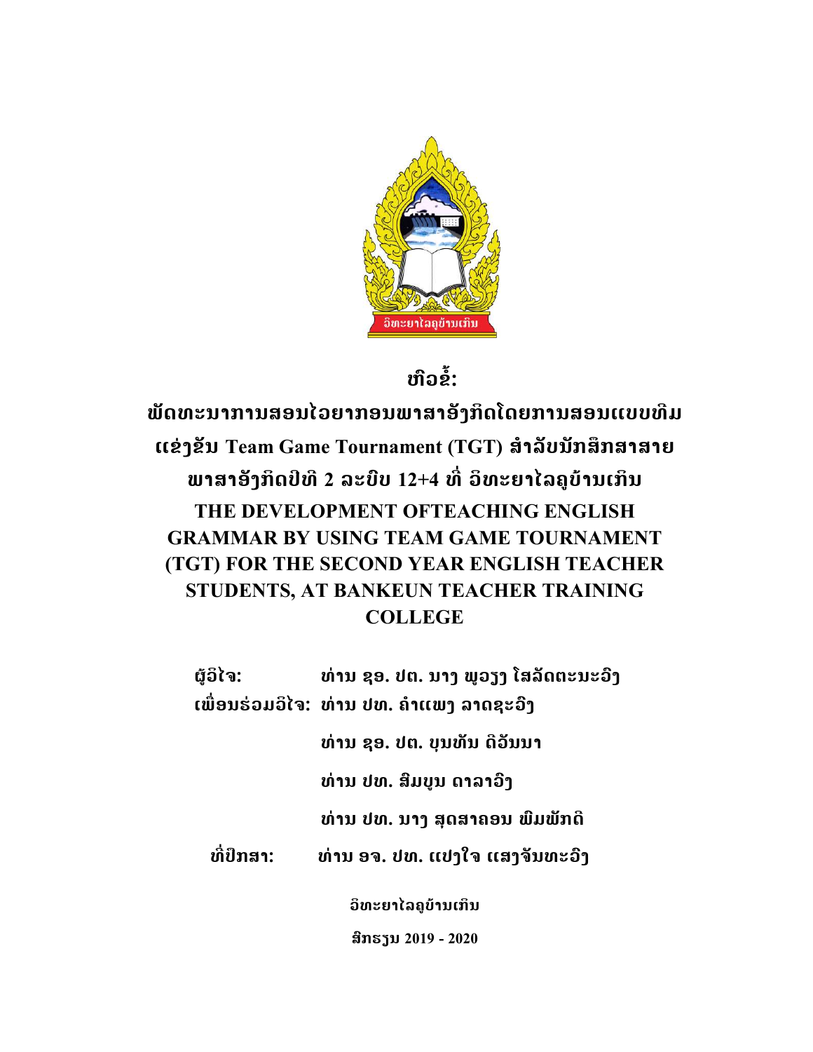# ຫົວຂໍ້:

## ພັດທະນາການສອນໄວຍາກອນພາສາອັງກິດໂດຍການສອນແບບທີມແຂ່ງຂັນ Team Game Tournament (TGT) ສຳລັບນັກສຶກສາສາຍພາສາອັງກິດປີທີ 2 ລະບົບ 12+4 ທີ່ ວິທະຍາໄລຄູບ້ານເກິນ

## THE DEVELOPMENT OFTEACHING ENGLISH GRAMMAR BY USING TEAM GAME TOURNAMENT (TGT) FOR THE SECOND YEAR ENGLISH TEACHER STUDENTS, AT BANKEUN TEACHER TRAINING COLLEGE

**ຜູ້ວິໄຈ:** ທ່ານ ຊອ. ປຕ. ນາງ ພູວຽງ ໂສລັດຕະນະວົງ

**ເພື່ອນຮ່ວມວິໄຈ:** ທ່ານ ປທ. ຄຳແພງ ລາດຊະວົງ

ທ່ານ ຊອ. ປຕ. ບຸນທັນ ດີອັນນາ

ທ່ານ ປທ. ສົມບູນ ດາລາວົງ

ທ່ານ ປທ. ນາງ ສຸດສາຄອນ ພົມພັກດີ

**ທີ່ປຶກສາ:** ທ່ານ ອຈ. ປທ. ແປງໃຈ ແສງຈັນທະວົງ

**ວິທະຍາໄລຄູບ້ານເກິນ**

**ສົກຮຽນ 2019 - 2020**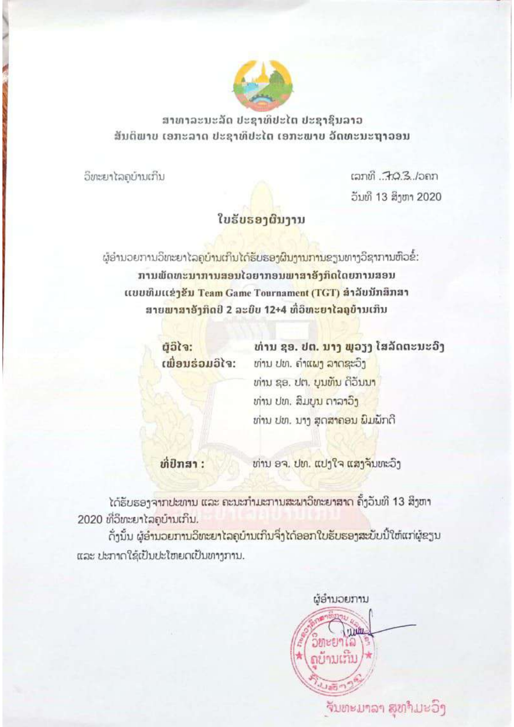ສາທາລະນະລັດ ປະຊາທິປະໄຕ ປະຊາຊົນລາວ

ສັນຕິພາບ ເອກະລາດ ປະຊາທິປະໄຕ ເອກະພາບ ວັດທະນະຖາວອນ

ວິທະຍາໄລຄູບ້ານເກິນ

ເລກທີ ..703../ວຄກ

ວັນທີ 13 ສິງຫາ 2020

## ໃບຮັບຮອງຜົນງານ

ຜູ້ອຳນວຍການວິທະຍາໄລຄູບ້ານເກິນໄດ້ຮັບຮອງຜົນງານການຂຽນທາງວິຊາການທີ່ວ່າ:

**ການພັດທະນາການສອນໄວຍາກອນພາສາອັງກິດໂດຍການສອນແບບທີມແຂ່ງຂັນ Team Game Tournament (TGT) ສຳລັບນັກສຶກສາສາຍພາສາອັງກິດປີ 2 ລະບົບ 12+4 ທີ່ວິທະຍາໄລຄູບ້ານເກິນ**

**ຜູ້ວິໄຈ:** **ທ່ານ ຊອ. ປຕ. ນາງ ພຸວຽງ ໂຮລັດຕະນະວົງ**

**ເພື່ອນຮ່ວມວິໄຈ:** ທ່ານ ປທ. ຄຳແພງ ລາດຊະວົງ

ທ່ານ ຊອ. ປຕ. ບຸນທັນ ດີວັນນາ

ທ່ານ ປທ. ສົມບູນ ດາລາວົງ

ທ່ານ ປທ. ນາງ ສຸດສາຄອນ ພົມພັກດີ

**ທີ່ປຶກສາ :** ທ່ານ ອຈ. ປທ. ແປງໃຈ ແສງຈັນທະວົງ

ໄດ້ຮັບຮອງຈາກປະທານ ແລະ ຄະນະກຳມະການສະພາວິທະຍາສາດ ຕັ້ງວັນທີ 13 ສິງຫາ 2020 ທີ່ວິທະຍາໄລຄູບ້ານເກິນ.

ດັ່ງນັ້ນ ຜູ້ອຳນວຍການວິທະຍາໄລຄູບ້ານເກິນຈຶ່ງໄດ້ອອກໃບຮັບຮອງສະບັບນີ້ໃຫ້ແກ່ຜູ້ຂຽນ ແລະ ປະກາດໃຊ້ເປັນປະໂຫຍດເປັນທາງການ.

ຜູ້ອຳນວຍການ

ຈັນທະມາລາ ສຸທຳມະວົງ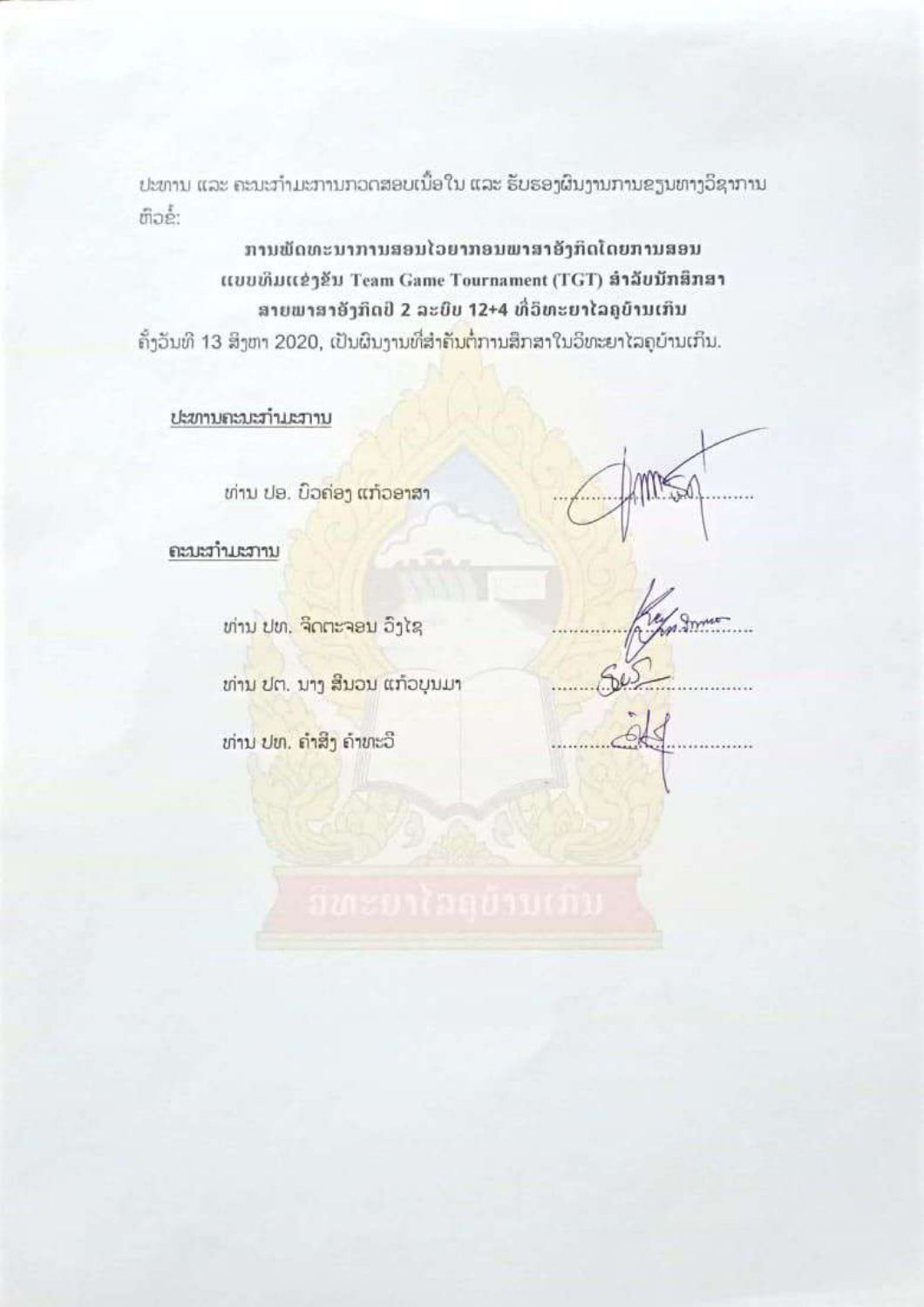ປະທານ ແລະ ຄະນະກຳມະການກວດສອບເນື້ອໃນ ແລະ ຮັບຮອງຜົນງານການຂຽນທາງວິຊາການ ຫົວຂໍ້:

**ການພັດທະນາການສອນໄວຍາກອນພາສາອັງກິດໂດຍການສອນ ແບບທີມແຂ່ງຂັນ Team Game Tournament (TGT) ສໍາລັບນັກສຶກສາ ສາຍພາສາອັງກິດປີ 2 ລະບົບ 12+4 ທີ່ວິທະຍາໄລຄູບ້ານເກິນ**

ຄັ້ງວັນທີ 13 ສິງຫາ 2020, ເປັນຜົນງານທີ່ສຳຄັນຕໍ່ການສຶກສາໃນວິທະຍາໄລຄູບ້ານເກິນ.

<u>ປະທານຄະນະກຳມະການ</u>

ທ່ານ ປອ. ບົວຄ່ອງ ແກ້ວອາສາ ....................

<u>ຄະນະກຳມະການ</u>

ທ່ານ ປທ. ຈິດຕະຈອນ ວົງໄຊ ....................

ທ່ານ ປຕ. ນາງ ສີນວນ ແກ້ວບຸນມາ ....................

ທ່ານ ປທ. ຄຳສິງ ຄຳທະວີ ....................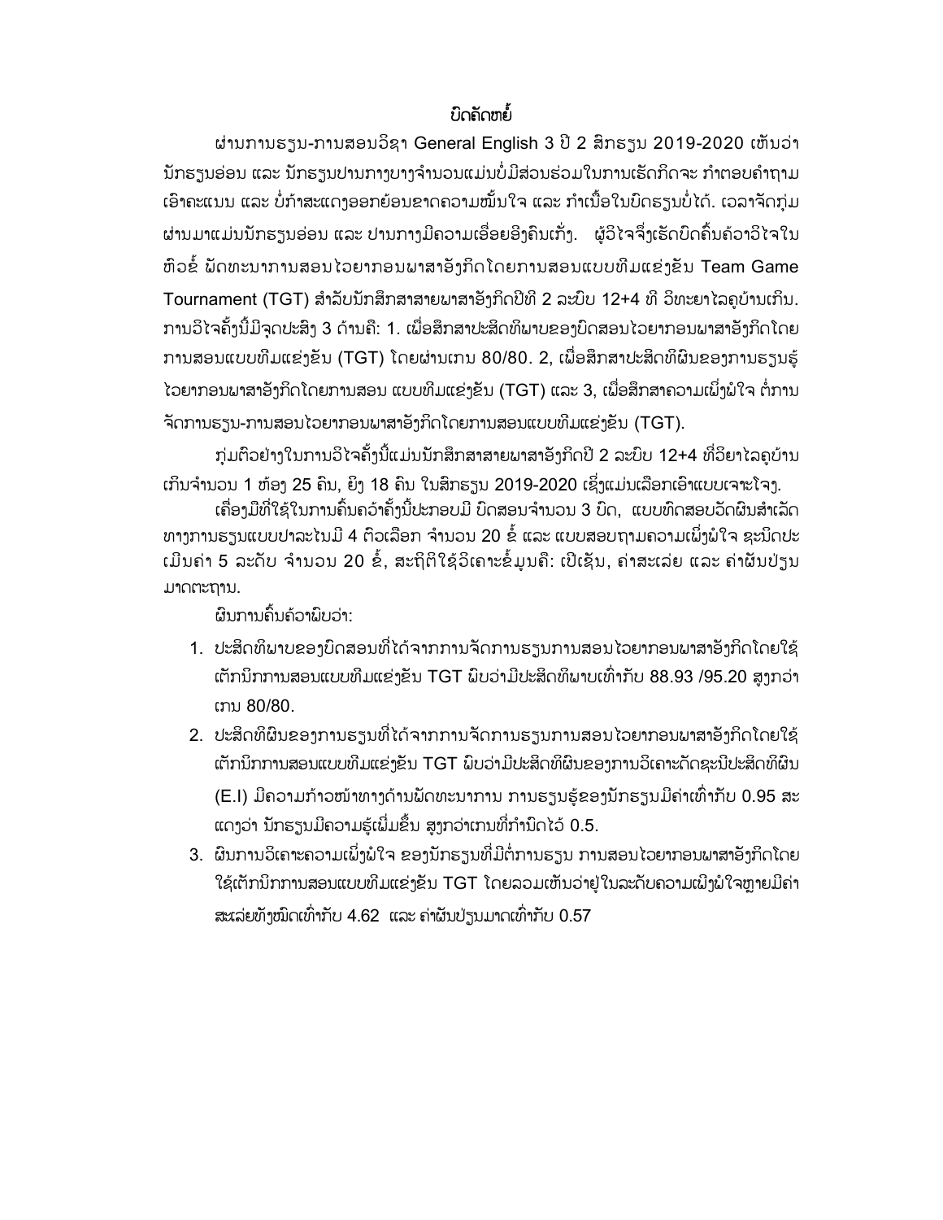## ບົດຄັດຫຍໍ້

ຜ່ານການຮຽນ-ການສອນວິຊາ General English 3 ປີ 2 ສົກຮຽນ 2019-2020 ເຫັນວ່າ ນັກຮຽນອ່ອນ ແລະ ນັກຮຽນປານກາງບາງຈຳນວນແມ່ນບໍ່ມີສ່ວນຮ່ວມໃນການເຮັດກິດຈະ ກຳຕອບຄຳຖາມເອົາຄະແນນ ແລະ ບໍ່ກ້າສະແດງອອກຍ້ອນຂາດຄວາມໝັ້ນໃຈ ແລະ ກຳເນື້ອໃນບົດຮຽນບໍ່ໄດ້. ເວລາຈັດກຸ່ມຜ່ານມາແມ່ນນັກຮຽນອ່ອນ ແລະ ປານກາງມີຄວາມເອື່ອຍອີງຄົນເກັ່ງ. ຜູ້ວິໄຈຈຶ່ງເຮັດບົດຄົ້ນຄ້ວາວິໄຈໃນຫົວຂໍ້ ພັດທະນາການສອນໄວຍາກອນພາສາອັງກິດໂດຍການສອນແບບທີມແຂ່ງຂັນ Team Game Tournament (TGT) ສຳລັບນັກສຶກສາສາຍພາສາອັງກິດປີທີ 2 ລະບົບ 12+4 ທີ່ ວິທະຍາໄລຄູບ້ານເກີນ. ການວິໄຈຄັ້ງນີ້ມີຈຸດປະສົງ 3 ດ້ານຄື: 1. ເພື່ອສຶກສາປະສິດທິພາບຂອງບົດສອນໄວຍາກອນພາສາອັງກິດໂດຍການສອນແບບທີມແຂ່ງຂັນ (TGT) ໂດຍຜ່ານເກນ 80/80. 2, ເພື່ອສຶກສາປະສິດທິຜົນຂອງການຮຽນຮູ້ໄວຍາກອນພາສາອັງກິດໂດຍການສອນ ແບບທີມແຂ່ງຂັນ (TGT) ແລະ 3, ເພື່ອສຶກສາຄວາມເພິ່ງພໍໃຈ ຕໍ່ການຈັດການຮຽນ-ການສອນໄວຍາກອນພາສາອັງກິດໂດຍການສອນແບບທີມແຂ່ງຂັນ (TGT).

ກຸ່ມຕົວຢ່າງໃນການວິໄຈຄັ້ງນີ້ແມ່ນນັກສຶກສາສາຍພາສາອັງກິດປີ 2 ລະບົບ 12+4 ທີ່ວິທະຍາໄລຄູບ້ານເກີນຈຳນວນ 1 ຫ້ອງ 25 ຄົນ, ຍິງ 18 ຄົນ ໃນສົກຮຽນ 2019-2020 ເຊິ່ງແມ່ນເລືອກເອົາແບບເຈາະຈົງ.

ເຄື່ອງມືທີ່ໃຊ້ໃນການຄົ້ນຄວ້າຄັ້ງນີ້ປະກອບມີ ບົດສອນຈຳນວນ 3 ບົດ, ແບບທົດສອບວັດຜົນສຳເລັດທາງການຮຽນແບບປາລະໄນມີ 4 ຕົວເລືອກ ຈຳນວນ 20 ຂໍ້ ແລະ ແບບສອບຖາມຄວາມເພິ່ງພໍໃຈ ຊະນິດປະເມີນຄ່າ 5 ລະດັບ ຈຳນວນ 20 ຂໍ້, ສະຖິຕິໃຊ້ວິເຄາະຂໍ້ມູນຄື: ເປີເຊັນ, ຄ່າສະເລ່ຍ ແລະ ຄ່າຜັນປ່ຽນມາດຕະຖານ.

ຜົນການຄົ້ນຄ້ວາພົບວ່າ:

1. ປະສິດທິພາບຂອງບົດສອນທີ່ໄດ້ຈາກການຈັດການຮຽນການສອນໄວຍາກອນພາສາອັງກິດໂດຍໃຊ້ເຕັກນິກການສອນແບບທີມແຂ່ງຂັນ TGT ພົບວ່າມີປະສິດທິພາບເທົ່າກັບ 88.93 /95.20 ສູງກວ່າເກນ 80/80.
2. ປະສິດທິຜົນຂອງການຮຽນທີ່ໄດ້ຈາກການຈັດການຮຽນການສອນໄວຍາກອນພາສາອັງກິດໂດຍໃຊ້ເຕັກນິກການສອນແບບທີມແຂ່ງຂັນ TGT ພົບວ່າມີປະສິດທິຜົນຂອງການວິເຄາະດັດຊະນີປະສິດທິຜົນ (E.I) ມີຄວາມກ້າວໜ້າທາງດ້ານພັດທະນາການ ການຮຽນຮູ້ຂອງນັກຮຽນມີຄ່າເທົ່າກັບ 0.95 ສະແດງວ່າ ນັກຮຽນມີຄວາມຮູ້ເພີ່ມຂຶ້ນ ສູງກວ່າເກນທີ່ກຳນົດໄວ້ 0.5.
3. ຜົນການວິເຄາະຄວາມເພິ່ງພໍໃຈ ຂອງນັກຮຽນທີ່ມີຕໍ່ການຮຽນ ການສອນໄວຍາກອນພາສາອັງກິດໂດຍໃຊ້ເຕັກນິກການສອນແບບທີມແຂ່ງຂັນ TGT ໂດຍລວມເຫັນວ່າຢູ່ໃນລະດັບຄວາມເພິ່ງພໍໃຈຫຼາຍມີຄ່າສະເລ່ຍທັງໝົດເທົ່າກັບ 4.62 ແລະ ຄ່າຜັນປ່ຽນມາດເທົ່າກັບ 0.57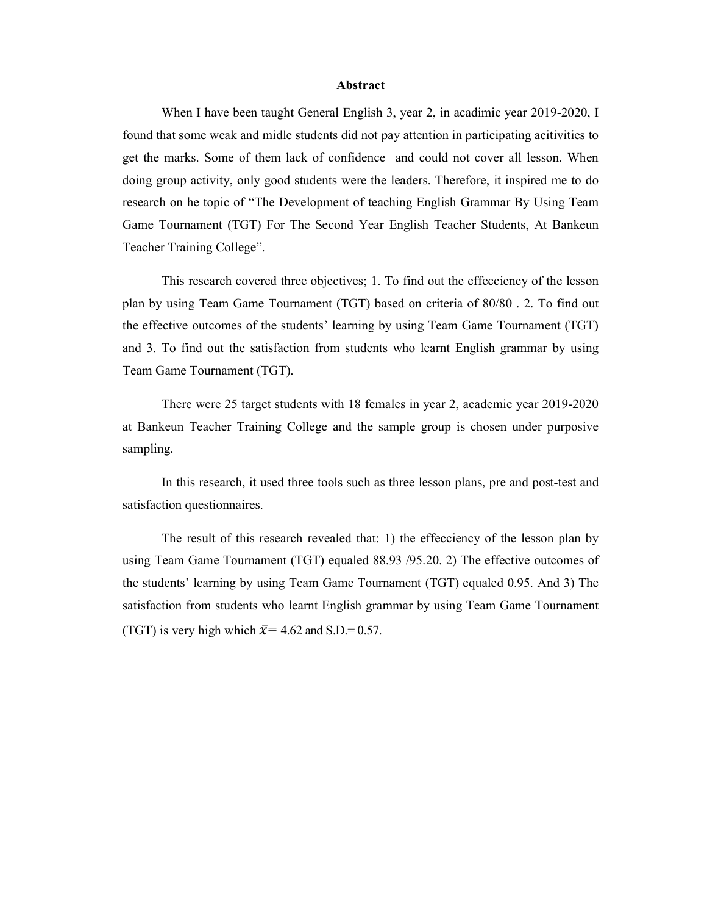**Abstract**

When I have been taught General English 3, year 2, in acadimic year 2019-2020, I found that some weak and midle students did not pay attention in participating acitivities to get the marks. Some of them lack of confidence and could not cover all lesson. When doing group activity, only good students were the leaders. Therefore, it inspired me to do research on he topic of "The Development of teaching English Grammar By Using Team Game Tournament (TGT) For The Second Year English Teacher Students, At Bankeun Teacher Training College".

This research covered three objectives; 1. To find out the effecciency of the lesson plan by using Team Game Tournament (TGT) based on criteria of 80/80 . 2. To find out the effective outcomes of the students' learning by using Team Game Tournament (TGT) and 3. To find out the satisfaction from students who learnt English grammar by using Team Game Tournament (TGT).

There were 25 target students with 18 females in year 2, academic year 2019-2020 at Bankeun Teacher Training College and the sample group is chosen under purposive sampling.

In this research, it used three tools such as three lesson plans, pre and post-test and satisfaction questionnaires.

The result of this research revealed that: 1) the effecciency of the lesson plan by using Team Game Tournament (TGT) equaled 88.93 /95.20. 2) The effective outcomes of the students' learning by using Team Game Tournament (TGT) equaled 0.95. And 3) The satisfaction from students who learnt English grammar by using Team Game Tournament (TGT) is very high which $\bar{x} = 4.62$ and S.D.= 0.57.